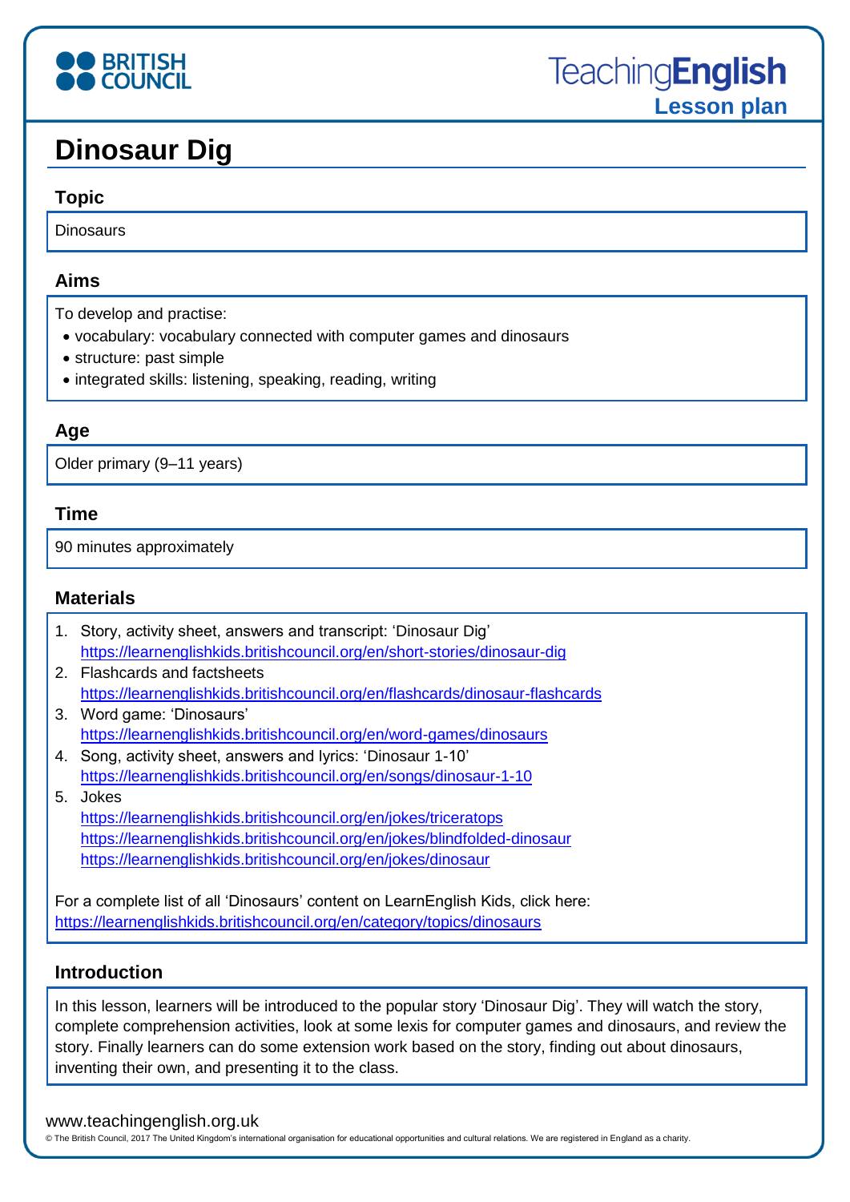# Dinosaur Dig

## Topic

Dinosaurs

## Aims

To develop and practise:

- vocabulary: vocabulary connected with computer games and dinosaurs
- structure: past simple
- integrated skills: listening, speaking, reading, writing

## Age

Older primary (9–11 years)

## Time

90 minutes approximately

## Materials

1. Story, activity sheet, answers and transcript: 'Dinosaur Dig'
   https://learnenglishkids.britishcouncil.org/en/short-stories/dinosaur-dig
2. Flashcards and factsheets
   https://learnenglishkids.britishcouncil.org/en/flashcards/dinosaur-flashcards
3. Word game: 'Dinosaurs'
   https://learnenglishkids.britishcouncil.org/en/word-games/dinosaurs
4. Song, activity sheet, answers and lyrics: 'Dinosaur 1-10'
   https://learnenglishkids.britishcouncil.org/en/songs/dinosaur-1-10
5. Jokes
   https://learnenglishkids.britishcouncil.org/en/jokes/triceratops
   https://learnenglishkids.britishcouncil.org/en/jokes/blindfolded-dinosaur
   https://learnenglishkids.britishcouncil.org/en/jokes/dinosaur

For a complete list of all 'Dinosaurs' content on LearnEnglish Kids, click here:
https://learnenglishkids.britishcouncil.org/en/category/topics/dinosaurs

## Introduction

In this lesson, learners will be introduced to the popular story 'Dinosaur Dig'. They will watch the story, complete comprehension activities, look at some lexis for computer games and dinosaurs, and review the story. Finally learners can do some extension work based on the story, finding out about dinosaurs, inventing their own, and presenting it to the class.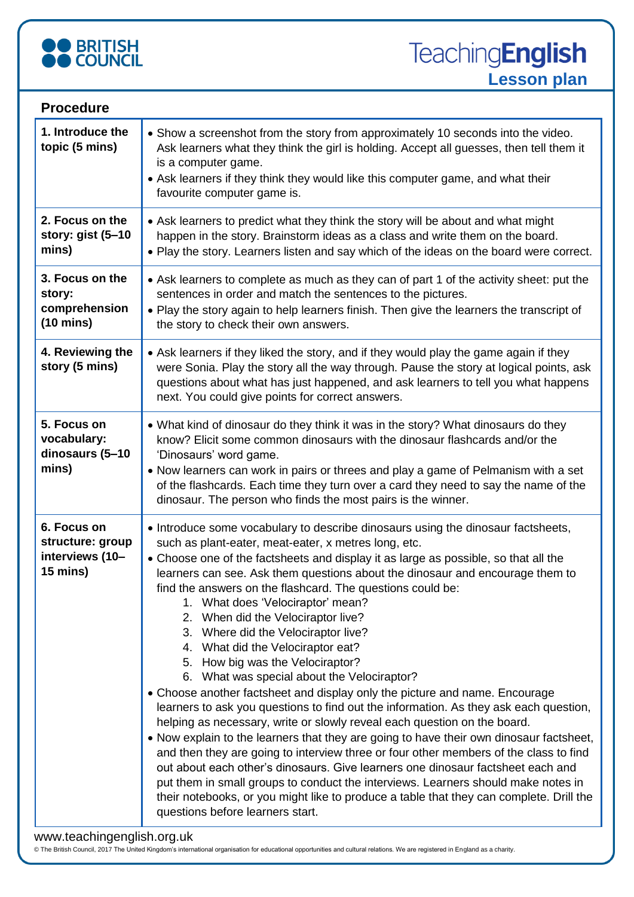## Procedure

| | |
|---|---|
| **1. Introduce the topic (5 mins)** | • Show a screenshot from the story from approximately 10 seconds into the video. Ask learners what they think the girl is holding. Accept all guesses, then tell them it is a computer game.<br>• Ask learners if they think they would like this computer game, and what their favourite computer game is. |
| **2. Focus on the story: gist (5–10 mins)** | • Ask learners to predict what they think the story will be about and what might happen in the story. Brainstorm ideas as a class and write them on the board.<br>• Play the story. Learners listen and say which of the ideas on the board were correct. |
| **3. Focus on the story: comprehension (10 mins)** | • Ask learners to complete as much as they can of part 1 of the activity sheet: put the sentences in order and match the sentences to the pictures.<br>• Play the story again to help learners finish. Then give the learners the transcript of the story to check their own answers. |
| **4. Reviewing the story (5 mins)** | • Ask learners if they liked the story, and if they would play the game again if they were Sonia. Play the story all the way through. Pause the story at logical points, ask questions about what has just happened, and ask learners to tell you what happens next. You could give points for correct answers. |
| **5. Focus on vocabulary: dinosaurs (5–10 mins)** | • What kind of dinosaur do they think it was in the story? What dinosaurs do they know? Elicit some common dinosaurs with the dinosaur flashcards and/or the 'Dinosaurs' word game.<br>• Now learners can work in pairs or threes and play a game of Pelmanism with a set of the flashcards. Each time they turn over a card they need to say the name of the dinosaur. The person who finds the most pairs is the winner. |
| **6. Focus on structure: group interviews (10–15 mins)** | • Introduce some vocabulary to describe dinosaurs using the dinosaur factsheets, such as plant-eater, meat-eater, x metres long, etc.<br>• Choose one of the factsheets and display it as large as possible, so that all the learners can see. Ask them questions about the dinosaur and encourage them to find the answers on the flashcard. The questions could be:<br>1. What does 'Velociraptor' mean?<br>2. When did the Velociraptor live?<br>3. Where did the Velociraptor live?<br>4. What did the Velociraptor eat?<br>5. How big was the Velociraptor?<br>6. What was special about the Velociraptor?<br>• Choose another factsheet and display only the picture and name. Encourage learners to ask you questions to find out the information. As they ask each question, helping as necessary, write or slowly reveal each question on the board.<br>• Now explain to the learners that they are going to have their own dinosaur factsheet, and then they are going to interview three or four other members of the class to find out about each other's dinosaurs. Give learners one dinosaur factsheet each and put them in small groups to conduct the interviews. Learners should make notes in their notebooks, or you might like to produce a table that they can complete. Drill the questions before learners start. |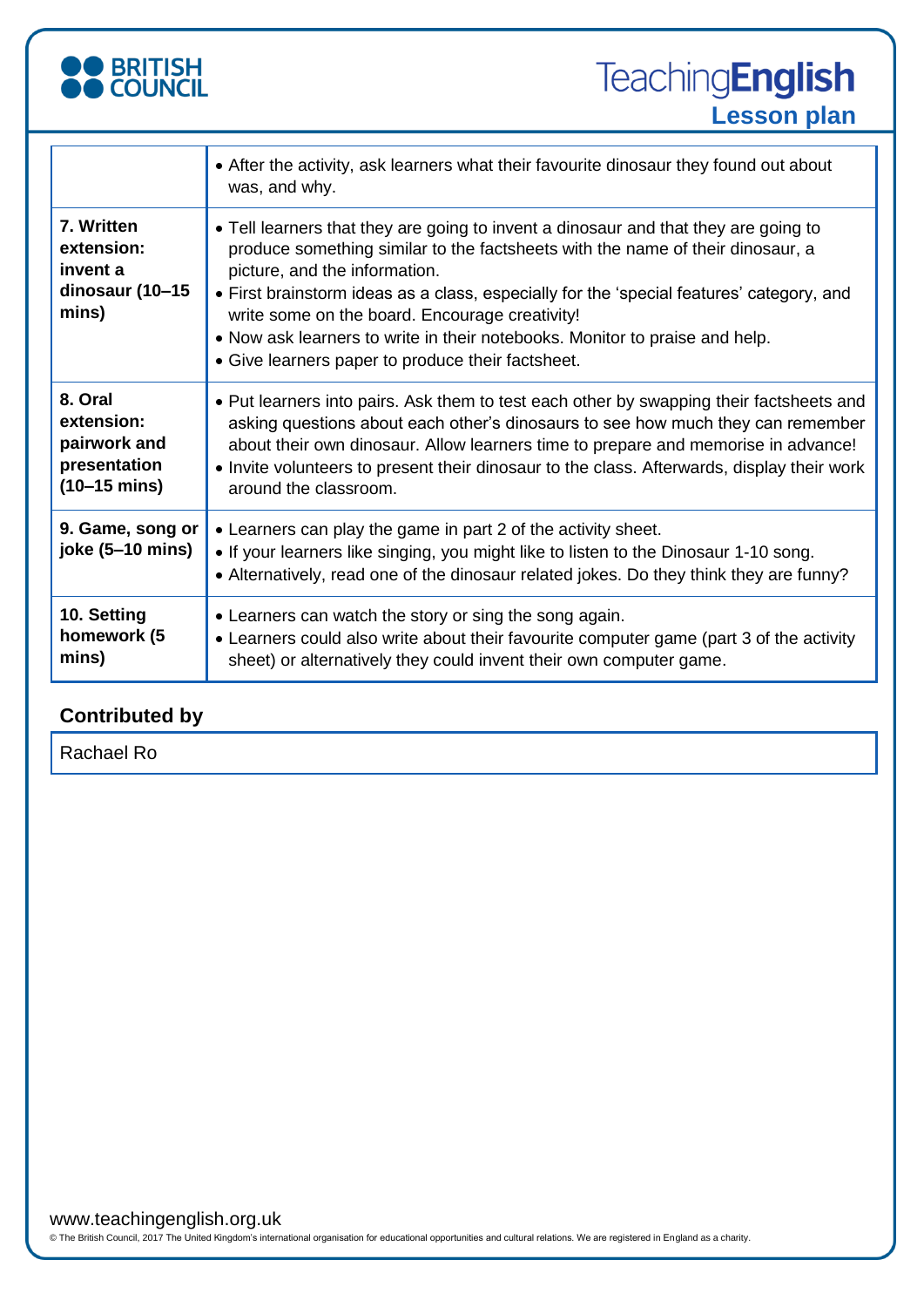| | |
|---|---|
| | • After the activity, ask learners what their favourite dinosaur they found out about was, and why. |
| **7. Written extension: invent a dinosaur (10–15 mins)** | • Tell learners that they are going to invent a dinosaur and that they are going to produce something similar to the factsheets with the name of their dinosaur, a picture, and the information.<br>• First brainstorm ideas as a class, especially for the 'special features' category, and write some on the board. Encourage creativity!<br>• Now ask learners to write in their notebooks. Monitor to praise and help.<br>• Give learners paper to produce their factsheet. |
| **8. Oral extension: pairwork and presentation (10–15 mins)** | • Put learners into pairs. Ask them to test each other by swapping their factsheets and asking questions about each other's dinosaurs to see how much they can remember about their own dinosaur. Allow learners time to prepare and memorise in advance!<br>• Invite volunteers to present their dinosaur to the class. Afterwards, display their work around the classroom. |
| **9. Game, song or joke (5–10 mins)** | • Learners can play the game in part 2 of the activity sheet.<br>• If your learners like singing, you might like to listen to the Dinosaur 1-10 song.<br>• Alternatively, read one of the dinosaur related jokes. Do they think they are funny? |
| **10. Setting homework (5 mins)** | • Learners can watch the story or sing the song again.<br>• Learners could also write about their favourite computer game (part 3 of the activity sheet) or alternatively they could invent their own computer game. |

## Contributed by

Rachael Ro